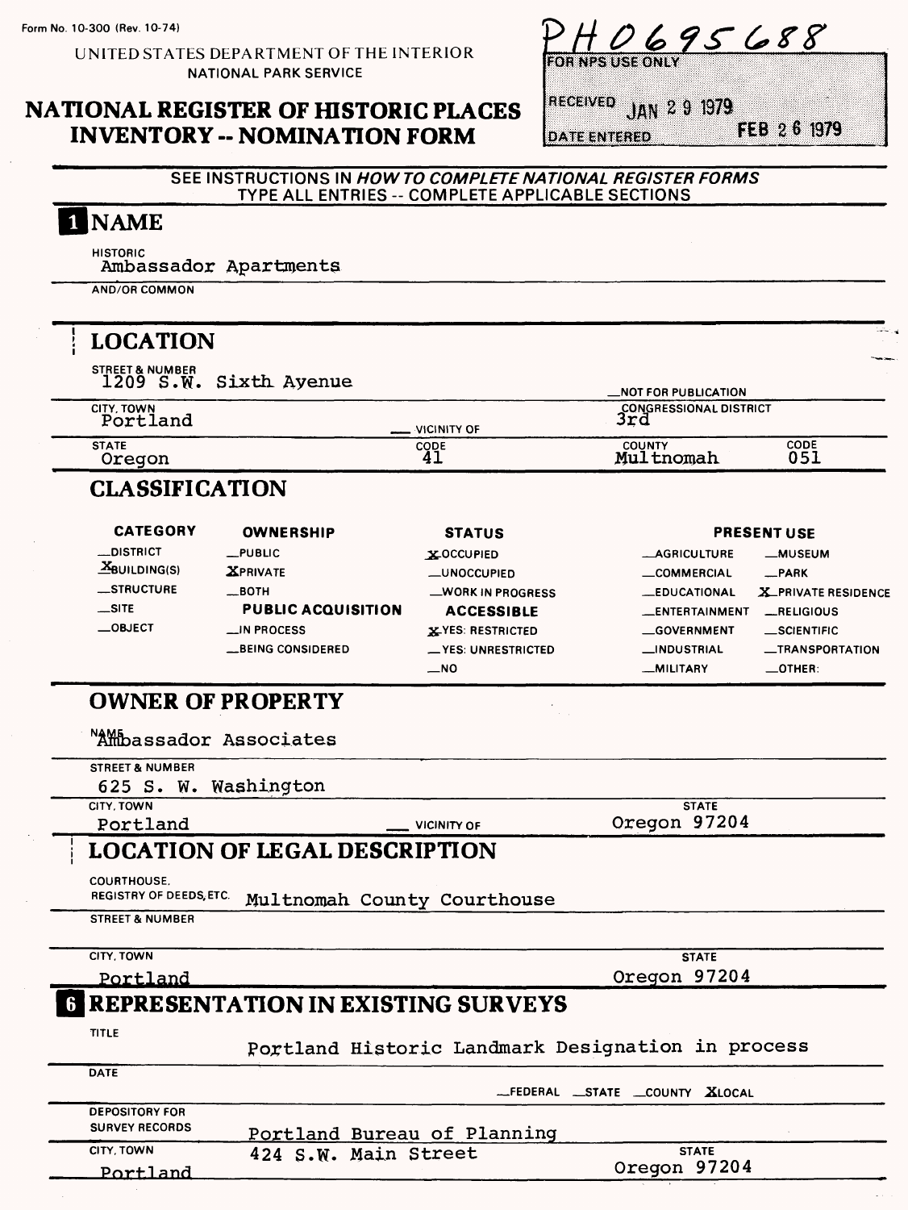Form No. 10-300 (Rev. 10-74)

UNITED STATES DEPARTMENT OF THE INTERIOR
NATIONAL PARK SERVICE

# NATIONAL REGISTER OF HISTORIC PLACES INVENTORY -- NOMINATION FORM

PH0695688

FOR NPS USE ONLY

RECEIVED JAN 29 1979

DATE ENTERED FEB 26 1979

SEE INSTRUCTIONS IN *HOW TO COMPLETE NATIONAL REGISTER FORMS*
TYPE ALL ENTRIES -- COMPLETE APPLICABLE SECTIONS

## 1 NAME

HISTORIC
Ambassador Apartments

AND/OR COMMON

## 2 LOCATION

STREET & NUMBER
1209 S.W. Sixth Avenue

__NOT FOR PUBLICATION

CITY, TOWN
Portland

__ VICINITY OF

CONGRESSIONAL DISTRICT
3rd

STATE
Oregon

CODE
41

COUNTY
Multnomah

CODE
051

## 3 CLASSIFICATION

| CATEGORY | OWNERSHIP | STATUS | PRESENT USE | |
|---|---|---|---|---|
| __DISTRICT | __PUBLIC | X OCCUPIED | __AGRICULTURE | __MUSEUM |
| X BUILDING(S) | X PRIVATE | __UNOCCUPIED | __COMMERCIAL | __PARK |
| __STRUCTURE | __BOTH | __WORK IN PROGRESS | __EDUCATIONAL | X PRIVATE RESIDENCE |
| __SITE | **PUBLIC ACQUISITION** | **ACCESSIBLE** | __ENTERTAINMENT | __RELIGIOUS |
| __OBJECT | __IN PROCESS | X YES: RESTRICTED | __GOVERNMENT | __SCIENTIFIC |
| | __BEING CONSIDERED | __YES: UNRESTRICTED | __INDUSTRIAL | __TRANSPORTATION |
| | | __NO | __MILITARY | __OTHER: |

## 4 OWNER OF PROPERTY

NAME
Ambassador Associates

STREET & NUMBER
625 S. W. Washington

CITY, TOWN
Portland

__ VICINITY OF

STATE
Oregon 97204

## 5 LOCATION OF LEGAL DESCRIPTION

COURTHOUSE, REGISTRY OF DEEDS, ETC.
Multnomah County Courthouse

STREET & NUMBER

CITY, TOWN
Portland

STATE
Oregon 97204

## 6 REPRESENTATION IN EXISTING SURVEYS

TITLE
Portland Historic Landmark Designation in process

DATE

__FEDERAL __STATE __COUNTY X LOCAL

DEPOSITORY FOR SURVEY RECORDS
Portland Bureau of Planning
424 S.W. Main Street

CITY, TOWN
Portland

STATE
Oregon 97204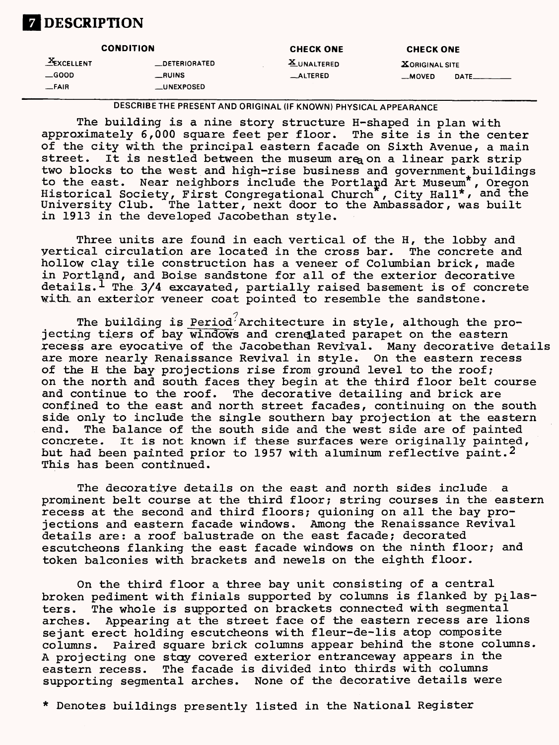# 7 DESCRIPTION

| CONDITION | | CHECK ONE | CHECK ONE |
|---|---|---|---|
| X EXCELLENT | __DETERIORATED | X UNALTERED | X ORIGINAL SITE |
| __GOOD | __RUINS | __ALTERED | __MOVED DATE________ |
| __FAIR | __UNEXPOSED | | |

DESCRIBE THE PRESENT AND ORIGINAL (IF KNOWN) PHYSICAL APPEARANCE

The building is a nine story structure H-shaped in plan with approximately 6,000 square feet per floor. The site is in the center of the city with the principal eastern facade on Sixth Avenue, a main street. It is nestled between the museum area on a linear park strip two blocks to the west and high-rise business and government buildings to the east. Near neighbors include the Portland Art Museum*, Oregon Historical Society, First Congregational Church*, City Hall*, and the University Club. The latter, next door to the Ambassador, was built in 1913 in the developed Jacobethan style.

Three units are found in each vertical of the H, the lobby and vertical circulation are located in the cross bar. The concrete and hollow clay tile construction has a veneer of Columbian brick, made in Portland, and Boise sandstone for all of the exterior decorative details.[1] The 3/4 excavated, partially raised basement is of concrete with an exterior veneer coat pointed to resemble the sandstone.

The building is Period Architecture in style, although the projecting tiers of bay windows and crenelated parapet on the eastern recess are evocative of the Jacobethan Revival. Many decorative details are more nearly Renaissance Revival in style. On the eastern recess of the H the bay projections rise from ground level to the roof; on the north and south faces they begin at the third floor belt course and continue to the roof. The decorative detailing and brick are confined to the east and north street facades, continuing on the south side only to include the single southern bay projection at the eastern end. The balance of the south side and the west side are of painted concrete. It is not known if these surfaces were originally painted, but had been painted prior to 1957 with aluminum reflective paint.[2] This has been continued.

The decorative details on the east and north sides include a prominent belt course at the third floor; string courses in the eastern recess at the second and third floors; quioning on all the bay projections and eastern facade windows. Among the Renaissance Revival details are: a roof balustrade on the east facade; decorated escutcheons flanking the east facade windows on the ninth floor; and token balconies with brackets and newels on the eighth floor.

On the third floor a three bay unit consisting of a central broken pediment with finials supported by columns is flanked by pilasters. The whole is supported on brackets connected with segmental arches. Appearing at the street face of the eastern recess are lions sejant erect holding escutcheons with fleur-de-lis atop composite columns. Paired square brick columns appear behind the stone columns. A projecting one story covered exterior entranceway appears in the eastern recess. The facade is divided into thirds with columns supporting segmental arches. None of the decorative details were

\* Denotes buildings presently listed in the National Register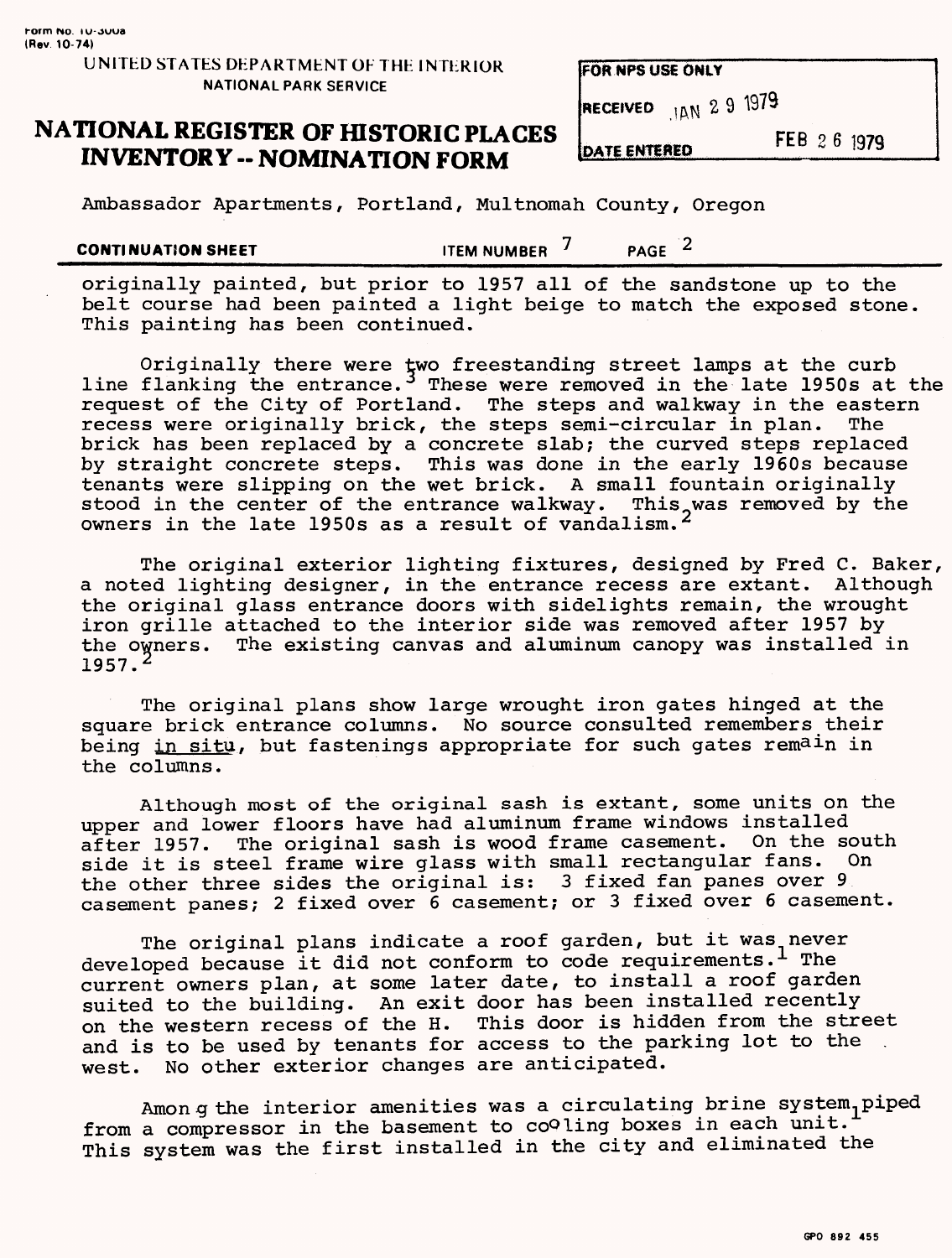Ambassador Apartments, Portland, Multnomah County, Oregon

**CONTINUATION SHEET** ITEM NUMBER 7 PAGE 2

originally painted, but prior to 1957 all of the sandstone up to the belt course had been painted a light beige to match the exposed stone. This painting has been continued.

Originally there were two freestanding street lamps at the curb line flanking the entrance.[3] These were removed in the late 1950s at the request of the City of Portland. The steps and walkway in the eastern recess were originally brick, the steps semi-circular in plan. The brick has been replaced by a concrete slab; the curved steps replaced by straight concrete steps. This was done in the early 1960s because tenants were slipping on the wet brick. A small fountain originally stood in the center of the entrance walkway. This was removed by the owners in the late 1950s as a result of vandalism.[2]

The original exterior lighting fixtures, designed by Fred C. Baker, a noted lighting designer, in the entrance recess are extant. Although the original glass entrance doors with sidelights remain, the wrought iron grille attached to the interior side was removed after 1957 by the owners. The existing canvas and aluminum canopy was installed in 1957.[2]

The original plans show large wrought iron gates hinged at the square brick entrance columns. No source consulted remembers their being in situ, but fastenings appropriate for such gates remain in the columns.

Although most of the original sash is extant, some units on the upper and lower floors have had aluminum frame windows installed after 1957. The original sash is wood frame casement. On the south side it is steel frame wire glass with small rectangular fans. On the other three sides the original is: 3 fixed fan panes over 9 casement panes; 2 fixed over 6 casement; or 3 fixed over 6 casement.

The original plans indicate a roof garden, but it was never developed because it did not conform to code requirements.[1] The current owners plan, at some later date, to install a roof garden suited to the building. An exit door has been installed recently on the western recess of the H. This door is hidden from the street and is to be used by tenants for access to the parking lot to the west. No other exterior changes are anticipated.

Among the interior amenities was a circulating brine system piped from a compressor in the basement to cooling boxes in each unit.[1] This system was the first installed in the city and eliminated the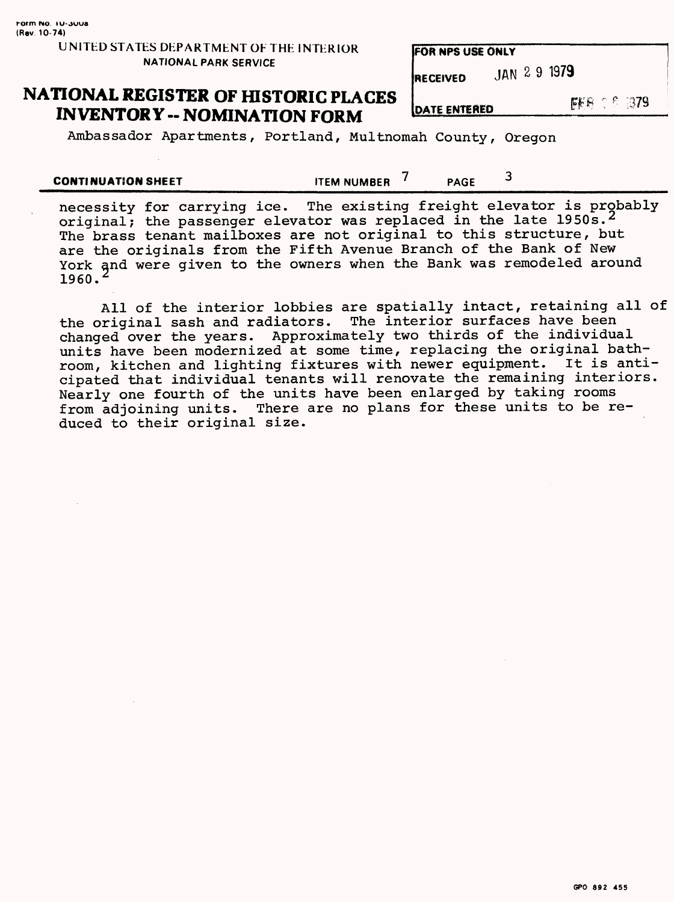Form No. 10-300a
(Rev. 10-74)

UNITED STATES DEPARTMENT OF THE INTERIOR
NATIONAL PARK SERVICE

# NATIONAL REGISTER OF HISTORIC PLACES INVENTORY -- NOMINATION FORM

| FOR NPS USE ONLY | |
|---|---|
| RECEIVED | JAN 29 1979 |
| DATE ENTERED | FEB 26 1979 |

Ambassador Apartments, Portland, Multnomah County, Oregon

**CONTINUATION SHEET** ITEM NUMBER 7 PAGE 3

necessity for carrying ice. The existing freight elevator is probably original; the passenger elevator was replaced in the late 1950s.[2] The brass tenant mailboxes are not original to this structure, but are the originals from the Fifth Avenue Branch of the Bank of New York and were given to the owners when the Bank was remodeled around 1960.[2]

All of the interior lobbies are spatially intact, retaining all of the original sash and radiators. The interior surfaces have been changed over the years. Approximately two thirds of the individual units have been modernized at some time, replacing the original bathroom, kitchen and lighting fixtures with newer equipment. It is anticipated that individual tenants will renovate the remaining interiors. Nearly one fourth of the units have been enlarged by taking rooms from adjoining units. There are no plans for these units to be reduced to their original size.

GPO 892 455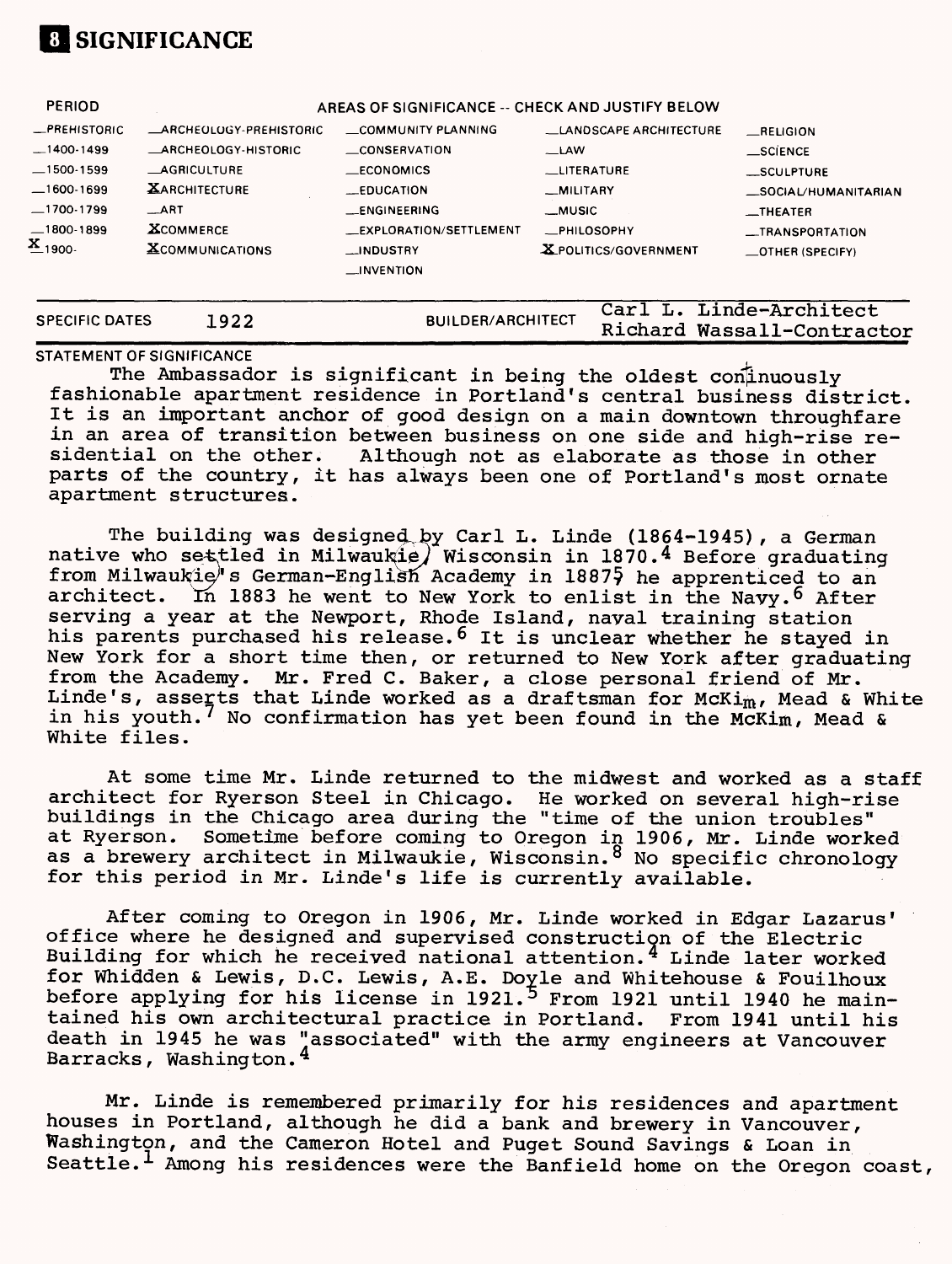# 8 SIGNIFICANCE

| PERIOD | AREAS OF SIGNIFICANCE -- CHECK AND JUSTIFY BELOW | | | |
|---|---|---|---|---|
| _PREHISTORIC | _ARCHEOLOGY-PREHISTORIC | _COMMUNITY PLANNING | _LANDSCAPE ARCHITECTURE | _RELIGION |
| _1400-1499 | _ARCHEOLOGY-HISTORIC | _CONSERVATION | _LAW | _SCIENCE |
| _1500-1599 | _AGRICULTURE | _ECONOMICS | _LITERATURE | _SCULPTURE |
| _1600-1699 | X ARCHITECTURE | _EDUCATION | _MILITARY | _SOCIAL/HUMANITARIAN |
| _1700-1799 | _ART | _ENGINEERING | _MUSIC | _THEATER |
| _1800-1899 | X COMMERCE | _EXPLORATION/SETTLEMENT | _PHILOSOPHY | _TRANSPORTATION |
| X 1900- | X COMMUNICATIONS | _INDUSTRY | X POLITICS/GOVERNMENT | _OTHER (SPECIFY) |
| | | _INVENTION | | |

SPECIFIC DATES 1922 BUILDER/ARCHITECT Carl L. Linde-Architect Richard Wassall-Contractor

STATEMENT OF SIGNIFICANCE

The Ambassador is significant in being the oldest continuously fashionable apartment residence in Portland's central business district. It is an important anchor of good design on a main downtown throughfare in an area of transition between business on one side and high-rise residential on the other. Although not as elaborate as those in other parts of the country, it has always been one of Portland's most ornate apartment structures.

The building was designed by Carl L. Linde (1864-1945), a German native who settled in Milwaukie, Wisconsin in 1870.[4] Before graduating from Milwaukie's German-English Academy in 1887[5] he apprenticed to an architect. In 1883 he went to New York to enlist in the Navy.[6] After serving a year at the Newport, Rhode Island, naval training station his parents purchased his release.[6] It is unclear whether he stayed in New York for a short time then, or returned to New York after graduating from the Academy. Mr. Fred C. Baker, a close personal friend of Mr. Linde's, asserts that Linde worked as a draftsman for McKim, Mead & White in his youth.[7] No confirmation has yet been found in the McKim, Mead & White files.

At some time Mr. Linde returned to the midwest and worked as a staff architect for Ryerson Steel in Chicago. He worked on several high-rise buildings in the Chicago area during the "time of the union troubles" at Ryerson. Sometime before coming to Oregon in 1906, Mr. Linde worked as a brewery architect in Milwaukie, Wisconsin.[8] No specific chronology for this period in Mr. Linde's life is currently available.

After coming to Oregon in 1906, Mr. Linde worked in Edgar Lazarus' office where he designed and supervised construction of the Electric Building for which he received national attention.[4] Linde later worked for Whidden & Lewis, D.C. Lewis, A.E. Doyle and Whitehouse & Fouilhoux before applying for his license in 1921.[5] From 1921 until 1940 he maintained his own architectural practice in Portland. From 1941 until his death in 1945 he was "associated" with the army engineers at Vancouver Barracks, Washington.[4]

Mr. Linde is remembered primarily for his residences and apartment houses in Portland, although he did a bank and brewery in Vancouver, Washington, and the Cameron Hotel and Puget Sound Savings & Loan in Seattle.[1] Among his residences were the Banfield home on the Oregon coast,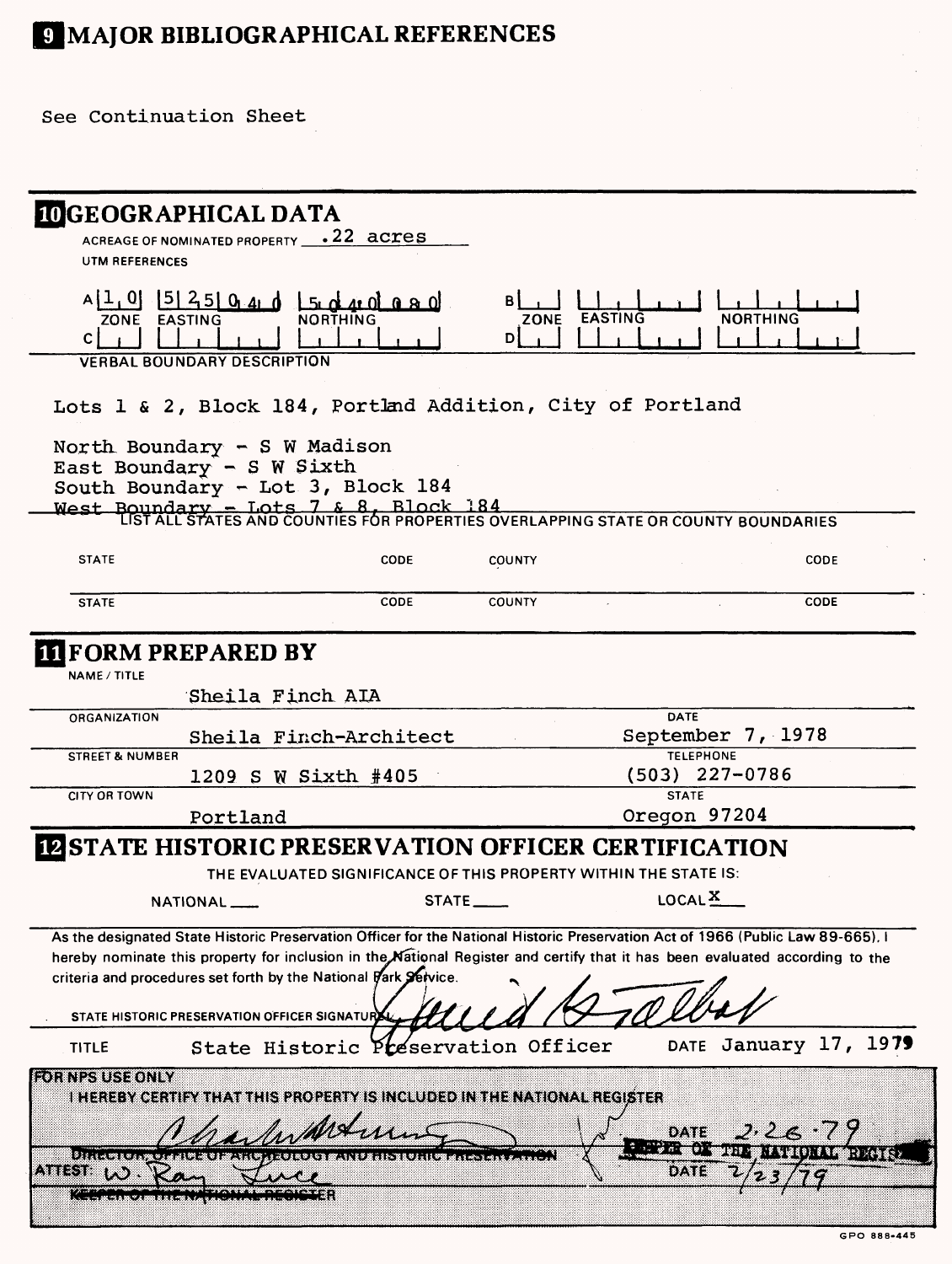## 9 MAJOR BIBLIOGRAPHICAL REFERENCES

See Continuation Sheet

## 10 GEOGRAPHICAL DATA

ACREAGE OF NOMINATED PROPERTY .22 acres

UTM REFERENCES

| | ZONE | EASTING | NORTHING | | ZONE | EASTING | NORTHING |
|---|---|---|---|---|---|---|---|
| A | 1,0 | 5 2,5 0,4,0 | 5,0 4,0 0,8,0 | B | | | |
| C | | | | D | | | |

VERBAL BOUNDARY DESCRIPTION

Lots 1 & 2, Block 184, Portland Addition, City of Portland

North Boundary - S W Madison
East Boundary - S W Sixth
South Boundary - Lot 3, Block 184
West Boundary - Lots 7 & 8, Block 184

LIST ALL STATES AND COUNTIES FOR PROPERTIES OVERLAPPING STATE OR COUNTY BOUNDARIES

| STATE | CODE | COUNTY | CODE |
|---|---|---|---|
| STATE | CODE | COUNTY | CODE |

## 11 FORM PREPARED BY

NAME / TITLE
Sheila Finch AIA

ORGANIZATION
Sheila Finch-Architect

DATE
September 7, 1978

STREET & NUMBER
1209 S W Sixth #405

TELEPHONE
(503) 227-0786

CITY OR TOWN
Portland

STATE
Oregon 97204

## 12 STATE HISTORIC PRESERVATION OFFICER CERTIFICATION

THE EVALUATED SIGNIFICANCE OF THIS PROPERTY WITHIN THE STATE IS:

NATIONAL \_\_\_ STATE \_\_\_ LOCAL X

As the designated State Historic Preservation Officer for the National Historic Preservation Act of 1966 (Public Law 89-665), I hereby nominate this property for inclusion in the National Register and certify that it has been evaluated according to the criteria and procedures set forth by the National Park Service.

STATE HISTORIC PRESERVATION OFFICER SIGNATURE David G. Talbot

TITLE State Historic Preservation Officer DATE January 17, 1979

FOR NPS USE ONLY

I HEREBY CERTIFY THAT THIS PROPERTY IS INCLUDED IN THE NATIONAL REGISTER

Charles McAuley DATE 2.26.79

~~DIRECTOR, OFFICE OF ARCHEOLOGY AND HISTORIC PRESERVATION~~ KEEPER OF THE NATIONAL REGISTER

ATTEST: W. Ray Luce DATE 2/23/79

~~KEEPER OF THE NATIONAL REGISTER~~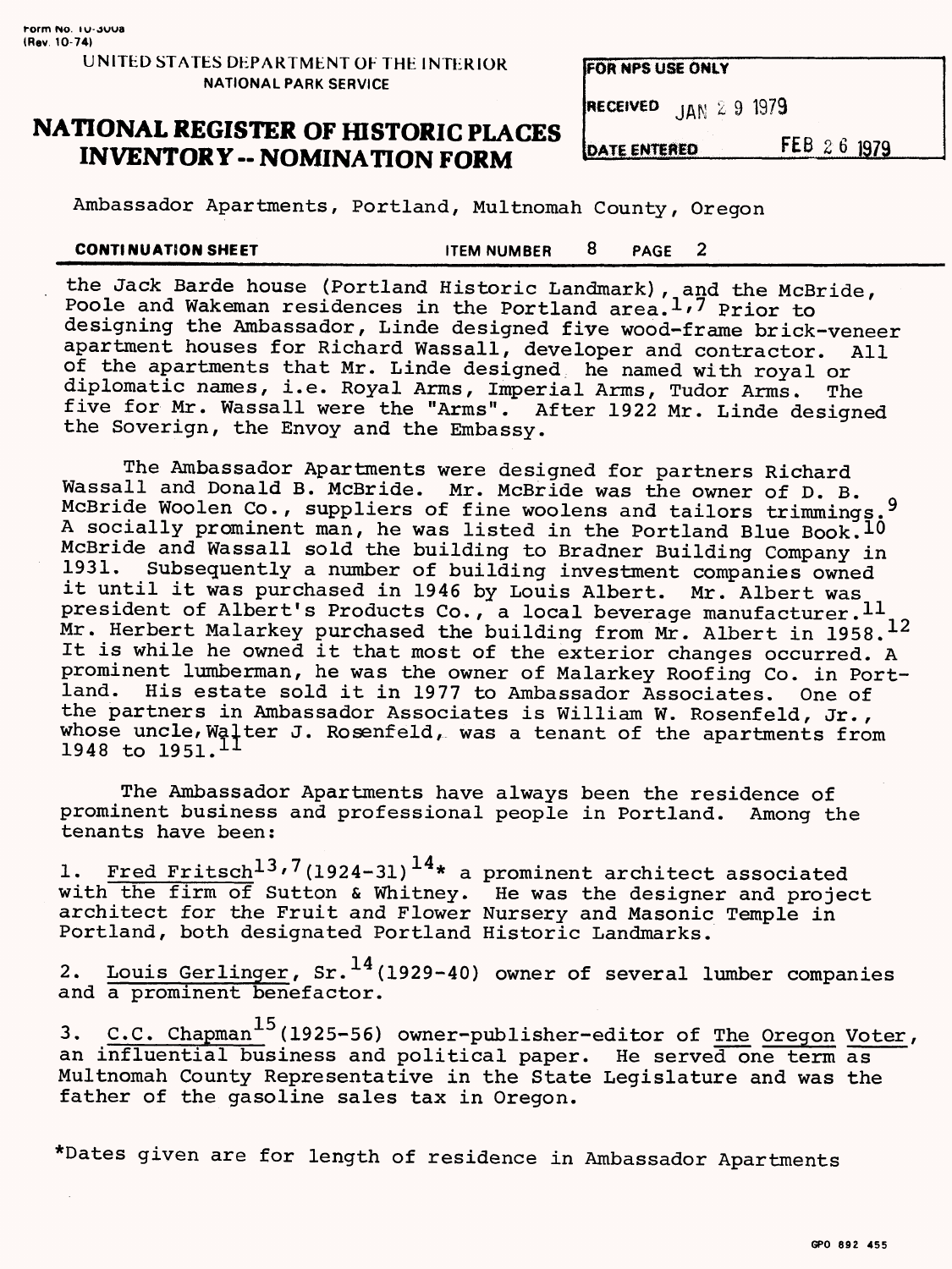Form No. 10-300a
(Rev. 10-74)

UNITED STATES DEPARTMENT OF THE INTERIOR
NATIONAL PARK SERVICE

# NATIONAL REGISTER OF HISTORIC PLACES INVENTORY -- NOMINATION FORM

| FOR NPS USE ONLY | |
| --- | --- |
| RECEIVED | JAN 29 1979 |
| DATE ENTERED | FEB 26 1979 |

Ambassador Apartments, Portland, Multnomah County, Oregon

**CONTINUATION SHEET** ITEM NUMBER 8 PAGE 2

the Jack Barde house (Portland Historic Landmark), and the McBride, Poole and Wakeman residences in the Portland area.[1,7] Prior to designing the Ambassador, Linde designed five wood-frame brick-veneer apartment houses for Richard Wassall, developer and contractor. All of the apartments that Mr. Linde designed he named with royal or diplomatic names, i.e. Royal Arms, Imperial Arms, Tudor Arms. The five for Mr. Wassall were the "Arms". After 1922 Mr. Linde designed the Soverign, the Envoy and the Embassy.

The Ambassador Apartments were designed for partners Richard Wassall and Donald B. McBride. Mr. McBride was the owner of D. B. McBride Woolen Co., suppliers of fine woolens and tailors trimmings.[9] A socially prominent man, he was listed in the Portland Blue Book.[10] McBride and Wassall sold the building to Bradner Building Company in 1931. Subsequently a number of building investment companies owned it until it was purchased in 1946 by Louis Albert. Mr. Albert was president of Albert's Products Co., a local beverage manufacturer.[11] Mr. Herbert Malarkey purchased the building from Mr. Albert in 1958.[12] It is while he owned it that most of the exterior changes occurred. A prominent lumberman, he was the owner of Malarkey Roofing Co. in Portland. His estate sold it in 1977 to Ambassador Associates. One of the partners in Ambassador Associates is William W. Rosenfeld, Jr., whose uncle, Walter J. Rosenfeld, was a tenant of the apartments from 1948 to 1951.[11]

The Ambassador Apartments have always been the residence of prominent business and professional people in Portland. Among the tenants have been:

1. Fred Fritsch[13,7] (1924-31)[14]* a prominent architect associated with the firm of Sutton & Whitney. He was the designer and project architect for the Fruit and Flower Nursery and Masonic Temple in Portland, both designated Portland Historic Landmarks.

2. Louis Gerlinger, Sr.[14] (1929-40) owner of several lumber companies and a prominent benefactor.

3. C.C. Chapman[15] (1925-56) owner-publisher-editor of The Oregon Voter, an influential business and political paper. He served one term as Multnomah County Representative in the State Legislature and was the father of the gasoline sales tax in Oregon.

*Dates given are for length of residence in Ambassador Apartments

GPO 892 455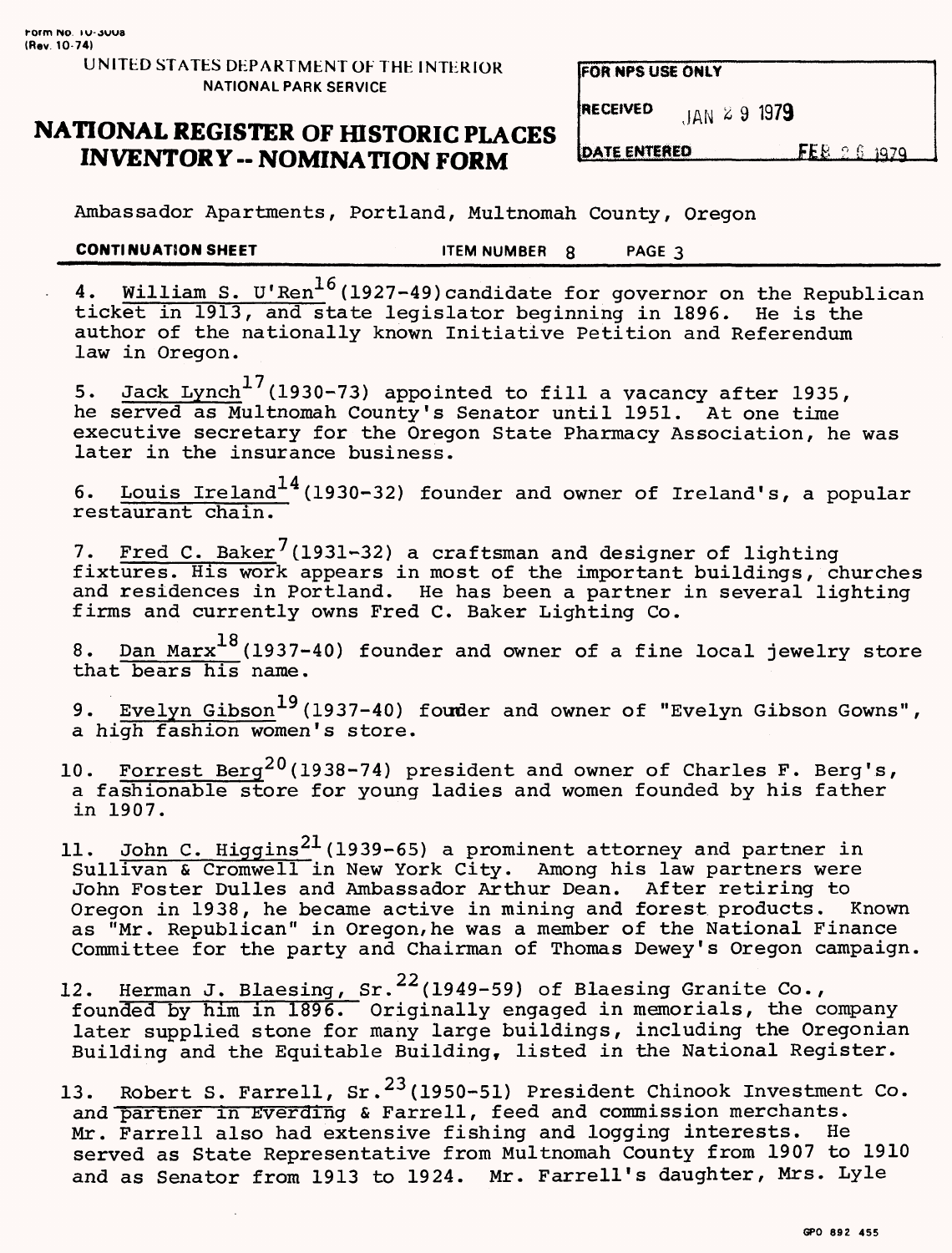Ambassador Apartments, Portland, Multnomah County, Oregon

**CONTINUATION SHEET** ITEM NUMBER 8 PAGE 3

4. William S. U'Ren[16] (1927-49) candidate for governor on the Republican ticket in 1913, and state legislator beginning in 1896. He is the author of the nationally known Initiative Petition and Referendum law in Oregon.

5. Jack Lynch[17] (1930-73) appointed to fill a vacancy after 1935, he served as Multnomah County's Senator until 1951. At one time executive secretary for the Oregon State Pharmacy Association, he was later in the insurance business.

6. Louis Ireland[14] (1930-32) founder and owner of Ireland's, a popular restaurant chain.

7. Fred C. Baker[7] (1931-32) a craftsman and designer of lighting fixtures. His work appears in most of the important buildings, churches and residences in Portland. He has been a partner in several lighting firms and currently owns Fred C. Baker Lighting Co.

8. Dan Marx[18] (1937-40) founder and owner of a fine local jewelry store that bears his name.

9. Evelyn Gibson[19] (1937-40) fouder and owner of "Evelyn Gibson Gowns", a high fashion women's store.

10. Forrest Berg[20] (1938-74) president and owner of Charles F. Berg's, a fashionable store for young ladies and women founded by his father in 1907.

11. John C. Higgins[21] (1939-65) a prominent attorney and partner in Sullivan & Cromwell in New York City. Among his law partners were John Foster Dulles and Ambassador Arthur Dean. After retiring to Oregon in 1938, he became active in mining and forest products. Known as "Mr. Republican" in Oregon, he was a member of the National Finance Committee for the party and Chairman of Thomas Dewey's Oregon campaign.

12. Herman J. Blaesing, Sr.[22] (1949-59) of Blaesing Granite Co., founded by him in 1896. Originally engaged in memorials, the company later supplied stone for many large buildings, including the Oregonian Building and the Equitable Building, listed in the National Register.

13. Robert S. Farrell, Sr.[23] (1950-51) President Chinook Investment Co. and partner in Everding & Farrell, feed and commission merchants. Mr. Farrell also had extensive fishing and logging interests. He served as State Representative from Multnomah County from 1907 to 1910 and as Senator from 1913 to 1924. Mr. Farrell's daughter, Mrs. Lyle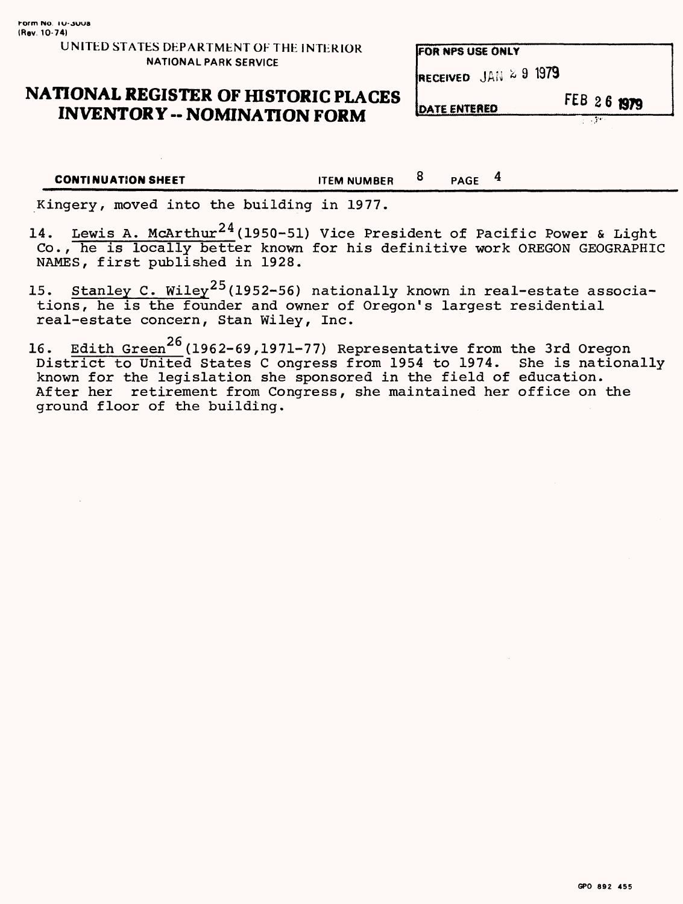Form No. 10-300a
(Rev. 10-74)

UNITED STATES DEPARTMENT OF THE INTERIOR
NATIONAL PARK SERVICE

# NATIONAL REGISTER OF HISTORIC PLACES INVENTORY -- NOMINATION FORM

| FOR NPS USE ONLY | |
| --- | --- |
| RECEIVED JAN 29 1979 | |
| DATE ENTERED | FEB 26 1979 |

**CONTINUATION SHEET** ITEM NUMBER 8 PAGE 4

Kingery, moved into the building in 1977.

14. Lewis A. McArthur[24](1950-51) Vice President of Pacific Power & Light Co., he is locally better known for his definitive work OREGON GEOGRAPHIC NAMES, first published in 1928.

15. Stanley C. Wiley[25](1952-56) nationally known in real-estate associations, he is the founder and owner of Oregon's largest residential real-estate concern, Stan Wiley, Inc.

16. Edith Green[26](1962-69,1971-77) Representative from the 3rd Oregon District to United States C ongress from 1954 to 1974. She is nationally known for the legislation she sponsored in the field of education. After her retirement from Congress, she maintained her office on the ground floor of the building.

GPO 892 455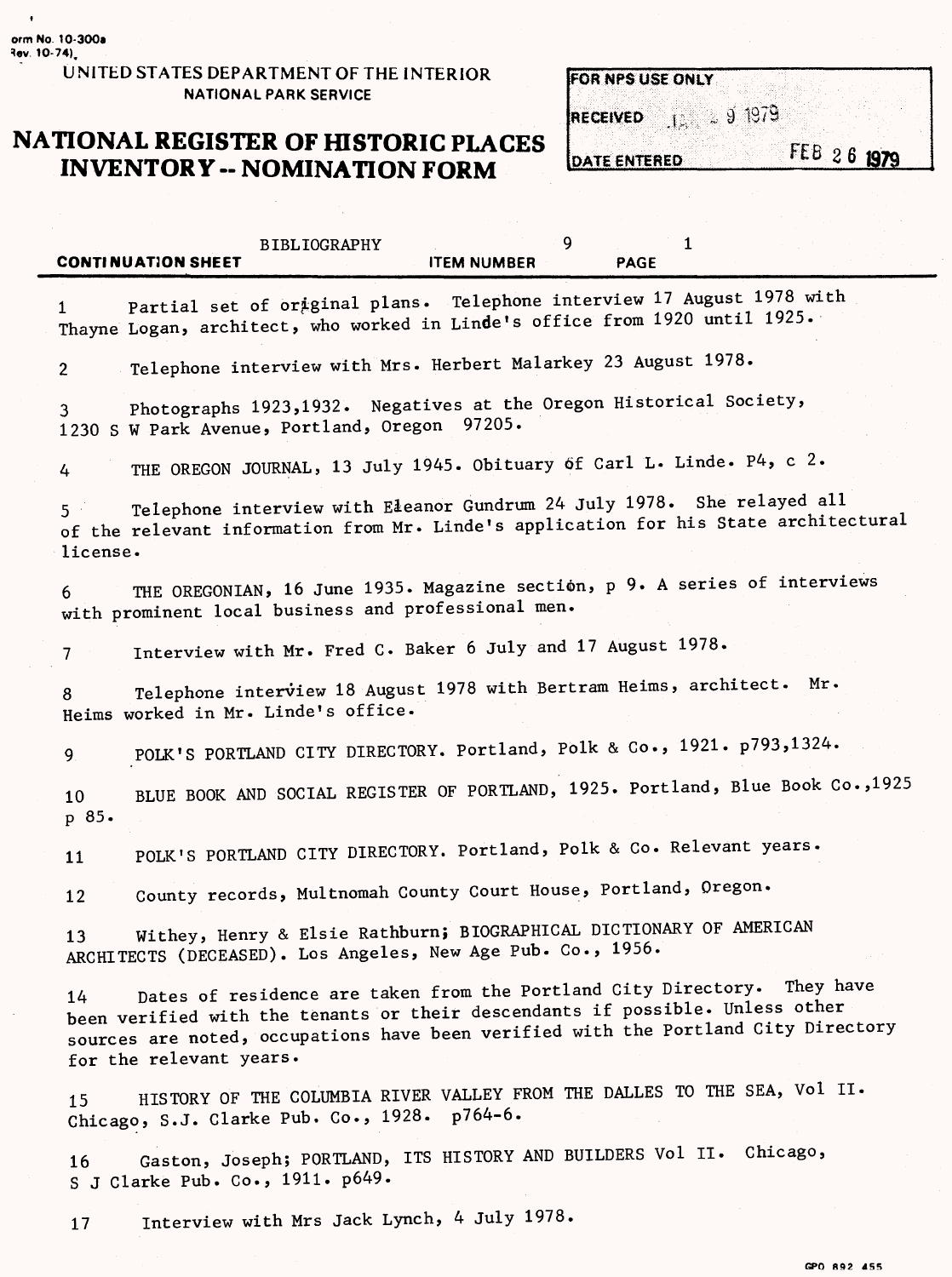Form No. 10-300a
(Rev. 10-74)

UNITED STATES DEPARTMENT OF THE INTERIOR
NATIONAL PARK SERVICE

# NATIONAL REGISTER OF HISTORIC PLACES INVENTORY -- NOMINATION FORM

| FOR NPS USE ONLY | |
|---|---|
| RECEIVED | JAN 29 1979 |
| DATE ENTERED | FEB 26 1979 |

CONTINUATION SHEET BIBLIOGRAPHY ITEM NUMBER 9 PAGE 1

1 Partial set of original plans. Telephone interview 17 August 1978 with Thayne Logan, architect, who worked in Linde's office from 1920 until 1925.

2 Telephone interview with Mrs. Herbert Malarkey 23 August 1978.

3 Photographs 1923,1932. Negatives at the Oregon Historical Society, 1230 S W Park Avenue, Portland, Oregon 97205.

4 THE OREGON JOURNAL, 13 July 1945. Obituary of Carl L. Linde. P4, c 2.

5 Telephone interview with Eleanor Gundrum 24 July 1978. She relayed all of the relevant information from Mr. Linde's application for his State architectural license.

6 THE OREGONIAN, 16 June 1935. Magazine section, p 9. A series of interviews with prominent local business and professional men.

7 Interview with Mr. Fred C. Baker 6 July and 17 August 1978.

8 Telephone interview 18 August 1978 with Bertram Heims, architect. Mr. Heims worked in Mr. Linde's office.

9 POLK'S PORTLAND CITY DIRECTORY. Portland, Polk & Co., 1921. p793,1324.

10 BLUE BOOK AND SOCIAL REGISTER OF PORTLAND, 1925. Portland, Blue Book Co.,1925 p 85.

11 POLK'S PORTLAND CITY DIRECTORY. Portland, Polk & Co. Relevant years.

12 County records, Multnomah County Court House, Portland, Oregon.

13 Withey, Henry & Elsie Rathburn; BIOGRAPHICAL DICTIONARY OF AMERICAN ARCHITECTS (DECEASED). Los Angeles, New Age Pub. Co., 1956.

14 Dates of residence are taken from the Portland City Directory. They have been verified with the tenants or their descendants if possible. Unless other sources are noted, occupations have been verified with the Portland City Directory for the relevant years.

15 HISTORY OF THE COLUMBIA RIVER VALLEY FROM THE DALLES TO THE SEA, Vol II. Chicago, S.J. Clarke Pub. Co., 1928. p764-6.

16 Gaston, Joseph; PORTLAND, ITS HISTORY AND BUILDERS Vol II. Chicago, S J Clarke Pub. Co., 1911. p649.

17 Interview with Mrs Jack Lynch, 4 July 1978.

GPO 892 455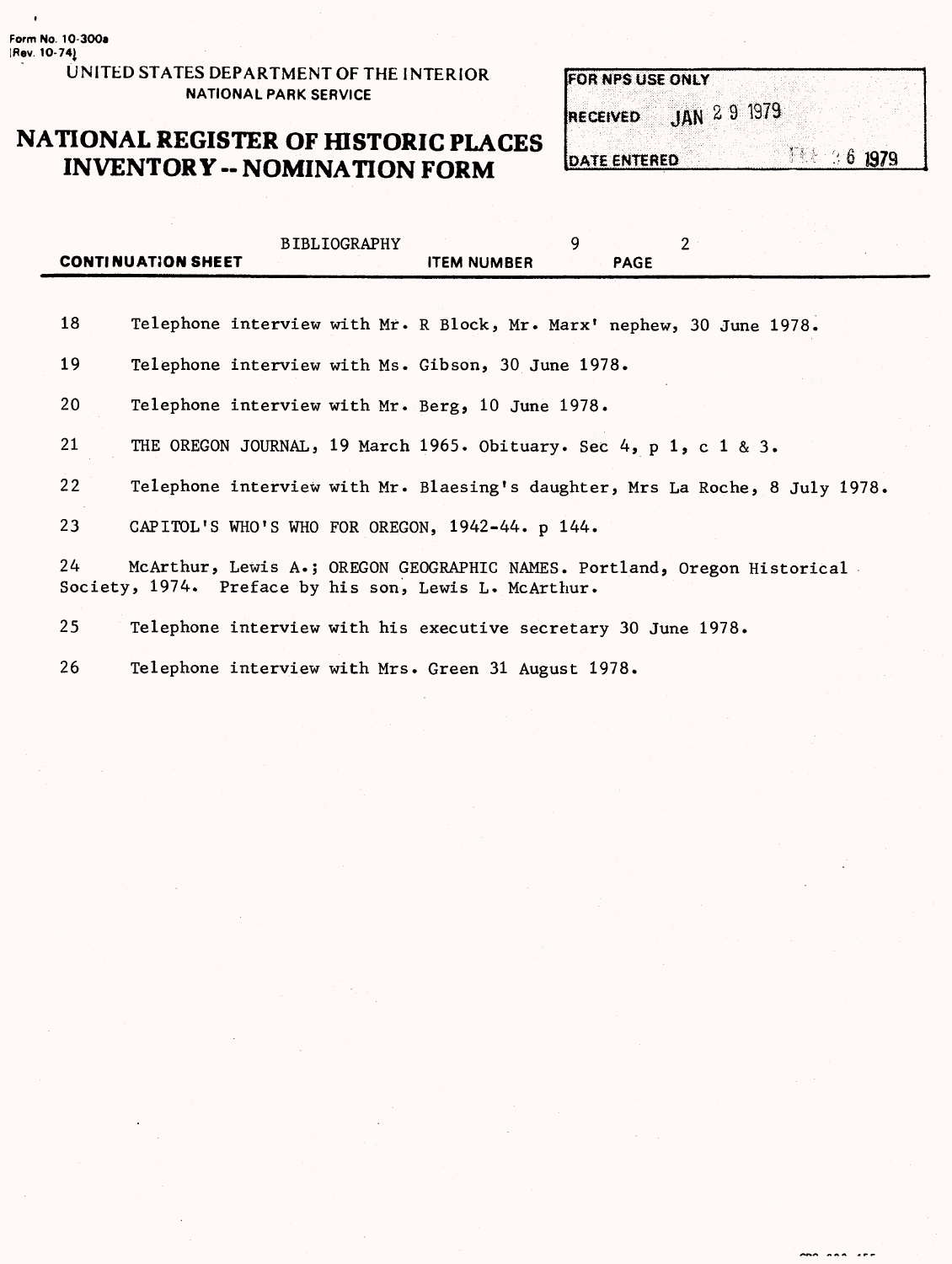Form No. 10-300a
(Rev. 10-74)

UNITED STATES DEPARTMENT OF THE INTERIOR
NATIONAL PARK SERVICE

# NATIONAL REGISTER OF HISTORIC PLACES INVENTORY -- NOMINATION FORM

| FOR NPS USE ONLY | |
|---|---|
| RECEIVED | JAN 29 1979 |
| DATE ENTERED | 26 1979 |

CONTINUATION SHEET BIBLIOGRAPHY ITEM NUMBER 9 PAGE 2

18 Telephone interview with Mr. R Block, Mr. Marx' nephew, 30 June 1978.

19 Telephone interview with Ms. Gibson, 30 June 1978.

20 Telephone interview with Mr. Berg, 10 June 1978.

21 THE OREGON JOURNAL, 19 March 1965. Obituary. Sec 4, p 1, c 1 & 3.

22 Telephone interview with Mr. Blaesing's daughter, Mrs La Roche, 8 July 1978.

23 CAPITOL'S WHO'S WHO FOR OREGON, 1942-44. p 144.

24 McArthur, Lewis A.; OREGON GEOGRAPHIC NAMES. Portland, Oregon Historical Society, 1974. Preface by his son, Lewis L. McArthur.

25 Telephone interview with his executive secretary 30 June 1978.

26 Telephone interview with Mrs. Green 31 August 1978.